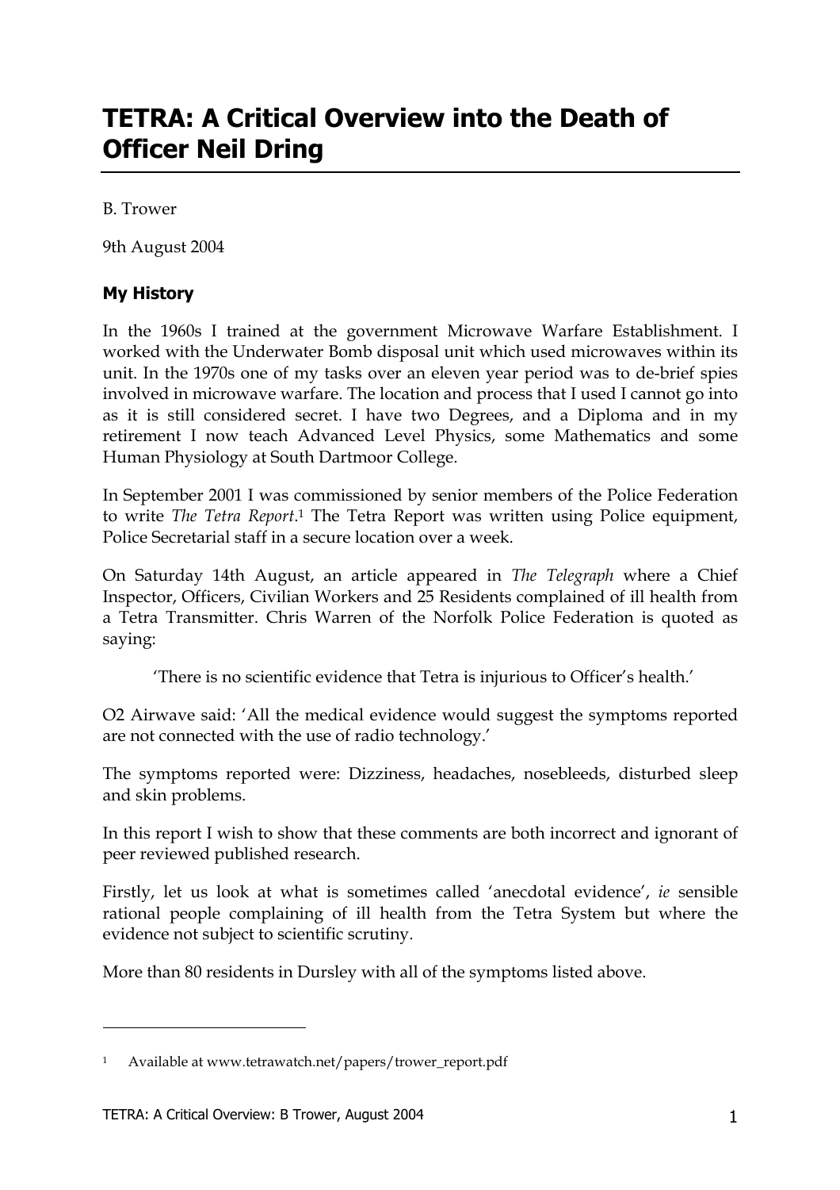# TETRA: A Critical Overview into the Death of Officer Neil Dring

B. Trower

9th August 2004

### My History

In the 1960s I trained at the government Microwave Warfare Establishment. I worked with the Underwater Bomb disposal unit which used microwaves within its unit. In the 1970s one of my tasks over an eleven year period was to de-brief spies involved in microwave warfare. The location and process that I used I cannot go into as it is still considered secret. I have two Degrees, and a Diploma and in my retirement I now teach Advanced Level Physics, some Mathematics and some Human Physiology at South Dartmoor College.

In September 2001 I was commissioned by senior members of the Police Federation to write *The Tetra Report*.[1] The Tetra Report was written using Police equipment, Police Secretarial staff in a secure location over a week.

On Saturday 14th August, an article appeared in *The Telegraph* where a Chief Inspector, Officers, Civilian Workers and 25 Residents complained of ill health from a Tetra Transmitter. Chris Warren of the Norfolk Police Federation is quoted as saying:

> 'There is no scientific evidence that Tetra is injurious to Officer's health.'

O2 Airwave said: 'All the medical evidence would suggest the symptoms reported are not connected with the use of radio technology.'

The symptoms reported were: Dizziness, headaches, nosebleeds, disturbed sleep and skin problems.

In this report I wish to show that these comments are both incorrect and ignorant of peer reviewed published research.

Firstly, let us look at what is sometimes called 'anecdotal evidence', *ie* sensible rational people complaining of ill health from the Tetra System but where the evidence not subject to scientific scrutiny.

More than 80 residents in Dursley with all of the symptoms listed above.

---

[1] Available at www.tetrawatch.net/papers/trower_report.pdf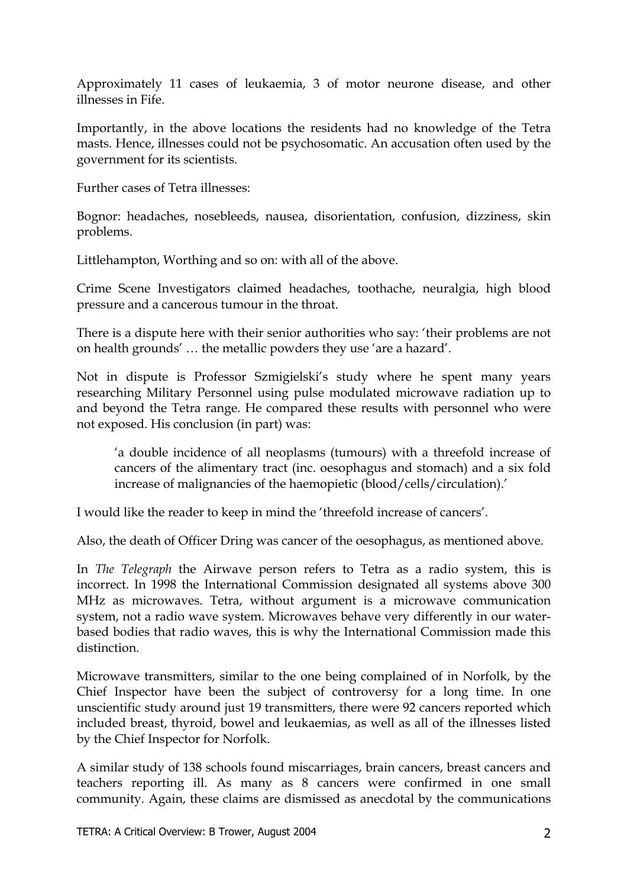Approximately 11 cases of leukaemia, 3 of motor neurone disease, and other illnesses in Fife.

Importantly, in the above locations the residents had no knowledge of the Tetra masts. Hence, illnesses could not be psychosomatic. An accusation often used by the government for its scientists.

Further cases of Tetra illnesses:

Bognor: headaches, nosebleeds, nausea, disorientation, confusion, dizziness, skin problems.

Littlehampton, Worthing and so on: with all of the above.

Crime Scene Investigators claimed headaches, toothache, neuralgia, high blood pressure and a cancerous tumour in the throat.

There is a dispute here with their senior authorities who say: 'their problems are not on health grounds' … the metallic powders they use 'are a hazard'.

Not in dispute is Professor Szmigielski's study where he spent many years researching Military Personnel using pulse modulated microwave radiation up to and beyond the Tetra range. He compared these results with personnel who were not exposed. His conclusion (in part) was:

> 'a double incidence of all neoplasms (tumours) with a threefold increase of cancers of the alimentary tract (inc. oesophagus and stomach) and a six fold increase of malignancies of the haemopietic (blood/cells/circulation).'

I would like the reader to keep in mind the 'threefold increase of cancers'.

Also, the death of Officer Dring was cancer of the oesophagus, as mentioned above.

In *The Telegraph* the Airwave person refers to Tetra as a radio system, this is incorrect. In 1998 the International Commission designated all systems above 300 MHz as microwaves. Tetra, without argument is a microwave communication system, not a radio wave system. Microwaves behave very differently in our water-based bodies that radio waves, this is why the International Commission made this distinction.

Microwave transmitters, similar to the one being complained of in Norfolk, by the Chief Inspector have been the subject of controversy for a long time. In one unscientific study around just 19 transmitters, there were 92 cancers reported which included breast, thyroid, bowel and leukaemias, as well as all of the illnesses listed by the Chief Inspector for Norfolk.

A similar study of 138 schools found miscarriages, brain cancers, breast cancers and teachers reporting ill. As many as 8 cancers were confirmed in one small community. Again, these claims are dismissed as anecdotal by the communications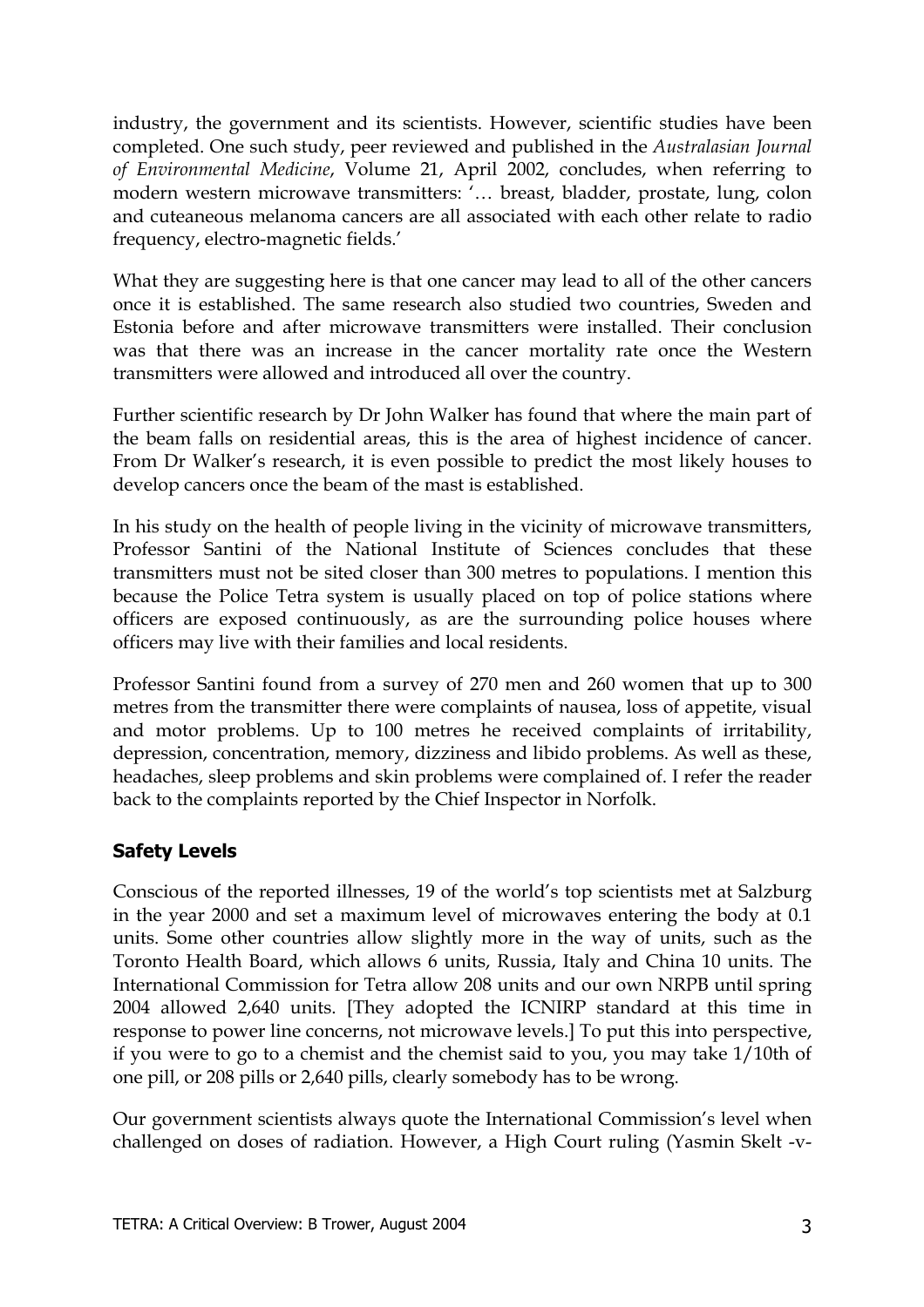industry, the government and its scientists. However, scientific studies have been completed. One such study, peer reviewed and published in the *Australasian Journal of Environmental Medicine*, Volume 21, April 2002, concludes, when referring to modern western microwave transmitters: '… breast, bladder, prostate, lung, colon and cuteaneous melanoma cancers are all associated with each other relate to radio frequency, electro-magnetic fields.'

What they are suggesting here is that one cancer may lead to all of the other cancers once it is established. The same research also studied two countries, Sweden and Estonia before and after microwave transmitters were installed. Their conclusion was that there was an increase in the cancer mortality rate once the Western transmitters were allowed and introduced all over the country.

Further scientific research by Dr John Walker has found that where the main part of the beam falls on residential areas, this is the area of highest incidence of cancer. From Dr Walker's research, it is even possible to predict the most likely houses to develop cancers once the beam of the mast is established.

In his study on the health of people living in the vicinity of microwave transmitters, Professor Santini of the National Institute of Sciences concludes that these transmitters must not be sited closer than 300 metres to populations. I mention this because the Police Tetra system is usually placed on top of police stations where officers are exposed continuously, as are the surrounding police houses where officers may live with their families and local residents.

Professor Santini found from a survey of 270 men and 260 women that up to 300 metres from the transmitter there were complaints of nausea, loss of appetite, visual and motor problems. Up to 100 metres he received complaints of irritability, depression, concentration, memory, dizziness and libido problems. As well as these, headaches, sleep problems and skin problems were complained of. I refer the reader back to the complaints reported by the Chief Inspector in Norfolk.

## Safety Levels

Conscious of the reported illnesses, 19 of the world's top scientists met at Salzburg in the year 2000 and set a maximum level of microwaves entering the body at 0.1 units. Some other countries allow slightly more in the way of units, such as the Toronto Health Board, which allows 6 units, Russia, Italy and China 10 units. The International Commission for Tetra allow 208 units and our own NRPB until spring 2004 allowed 2,640 units. [They adopted the ICNIRP standard at this time in response to power line concerns, not microwave levels.] To put this into perspective, if you were to go to a chemist and the chemist said to you, you may take 1/10th of one pill, or 208 pills or 2,640 pills, clearly somebody has to be wrong.

Our government scientists always quote the International Commission's level when challenged on doses of radiation. However, a High Court ruling (Yasmin Skelt -v-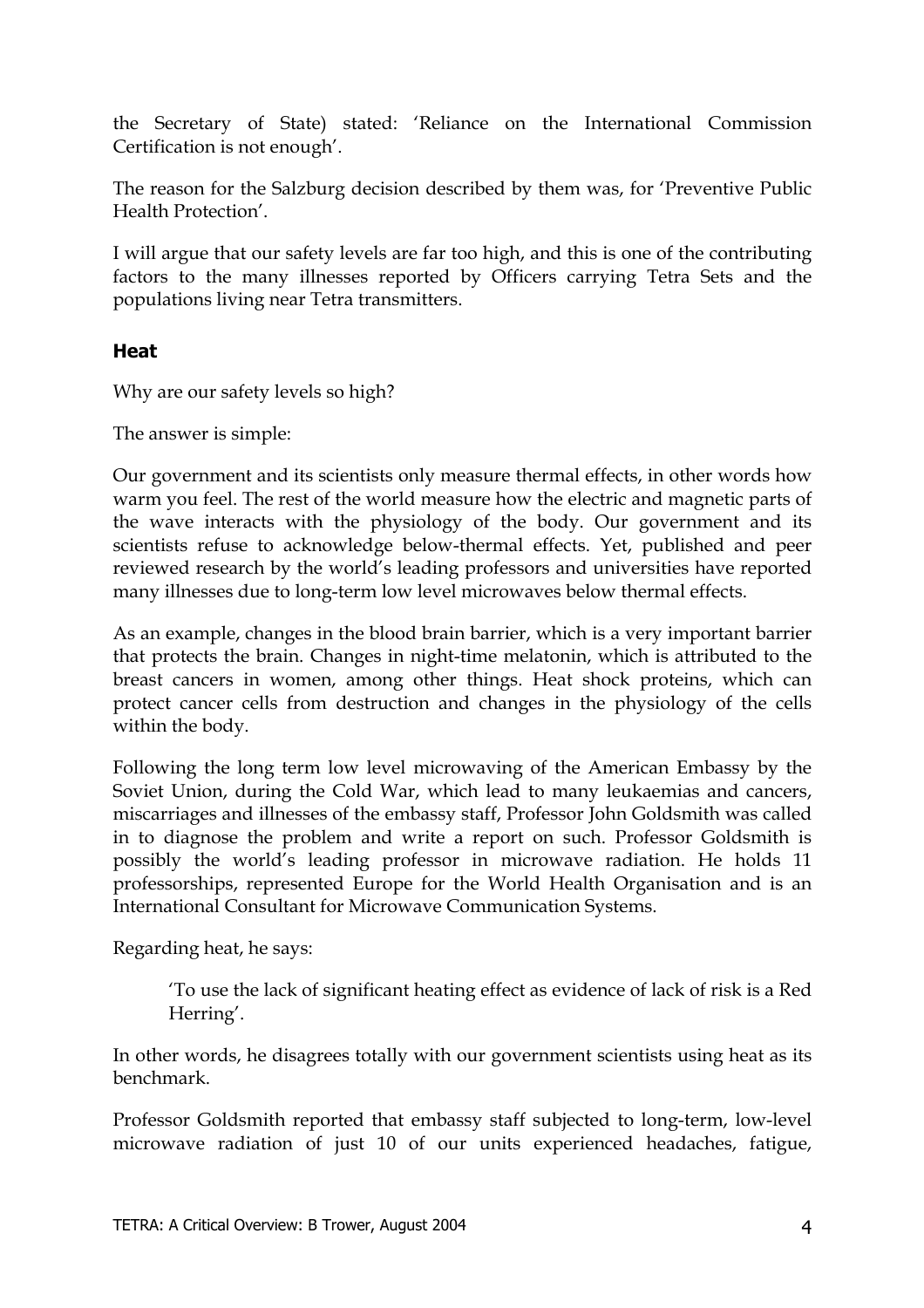the Secretary of State) stated: 'Reliance on the International Commission Certification is not enough'.

The reason for the Salzburg decision described by them was, for 'Preventive Public Health Protection'.

I will argue that our safety levels are far too high, and this is one of the contributing factors to the many illnesses reported by Officers carrying Tetra Sets and the populations living near Tetra transmitters.

### Heat

Why are our safety levels so high?

The answer is simple:

Our government and its scientists only measure thermal effects, in other words how warm you feel. The rest of the world measure how the electric and magnetic parts of the wave interacts with the physiology of the body. Our government and its scientists refuse to acknowledge below-thermal effects. Yet, published and peer reviewed research by the world's leading professors and universities have reported many illnesses due to long-term low level microwaves below thermal effects.

As an example, changes in the blood brain barrier, which is a very important barrier that protects the brain. Changes in night-time melatonin, which is attributed to the breast cancers in women, among other things. Heat shock proteins, which can protect cancer cells from destruction and changes in the physiology of the cells within the body.

Following the long term low level microwaving of the American Embassy by the Soviet Union, during the Cold War, which lead to many leukaemias and cancers, miscarriages and illnesses of the embassy staff, Professor John Goldsmith was called in to diagnose the problem and write a report on such. Professor Goldsmith is possibly the world's leading professor in microwave radiation. He holds 11 professorships, represented Europe for the World Health Organisation and is an International Consultant for Microwave Communication Systems.

Regarding heat, he says:

> 'To use the lack of significant heating effect as evidence of lack of risk is a Red Herring'.

In other words, he disagrees totally with our government scientists using heat as its benchmark.

Professor Goldsmith reported that embassy staff subjected to long-term, low-level microwave radiation of just 10 of our units experienced headaches, fatigue,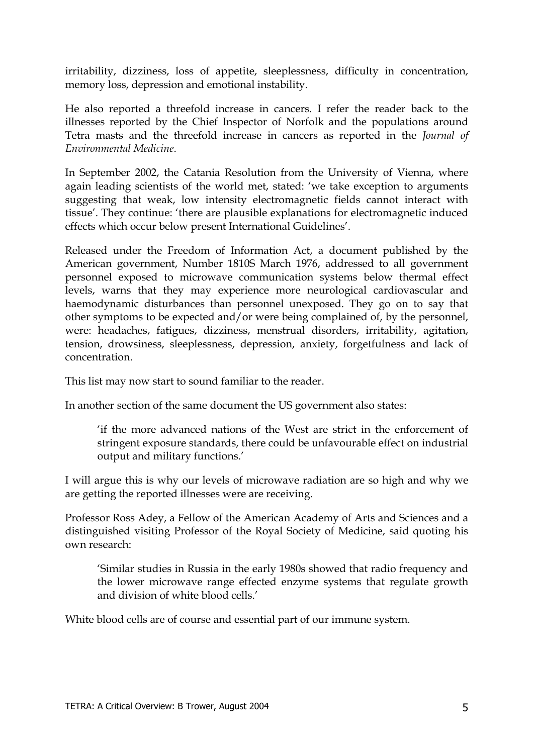irritability, dizziness, loss of appetite, sleeplessness, difficulty in concentration, memory loss, depression and emotional instability.

He also reported a threefold increase in cancers. I refer the reader back to the illnesses reported by the Chief Inspector of Norfolk and the populations around Tetra masts and the threefold increase in cancers as reported in the *Journal of Environmental Medicine*.

In September 2002, the Catania Resolution from the University of Vienna, where again leading scientists of the world met, stated: 'we take exception to arguments suggesting that weak, low intensity electromagnetic fields cannot interact with tissue'. They continue: 'there are plausible explanations for electromagnetic induced effects which occur below present International Guidelines'.

Released under the Freedom of Information Act, a document published by the American government, Number 1810S March 1976, addressed to all government personnel exposed to microwave communication systems below thermal effect levels, warns that they may experience more neurological cardiovascular and haemodynamic disturbances than personnel unexposed. They go on to say that other symptoms to be expected and/or were being complained of, by the personnel, were: headaches, fatigues, dizziness, menstrual disorders, irritability, agitation, tension, drowsiness, sleeplessness, depression, anxiety, forgetfulness and lack of concentration.

This list may now start to sound familiar to the reader.

In another section of the same document the US government also states:

> 'if the more advanced nations of the West are strict in the enforcement of stringent exposure standards, there could be unfavourable effect on industrial output and military functions.'

I will argue this is why our levels of microwave radiation are so high and why we are getting the reported illnesses were are receiving.

Professor Ross Adey, a Fellow of the American Academy of Arts and Sciences and a distinguished visiting Professor of the Royal Society of Medicine, said quoting his own research:

> 'Similar studies in Russia in the early 1980s showed that radio frequency and the lower microwave range effected enzyme systems that regulate growth and division of white blood cells.'

White blood cells are of course and essential part of our immune system.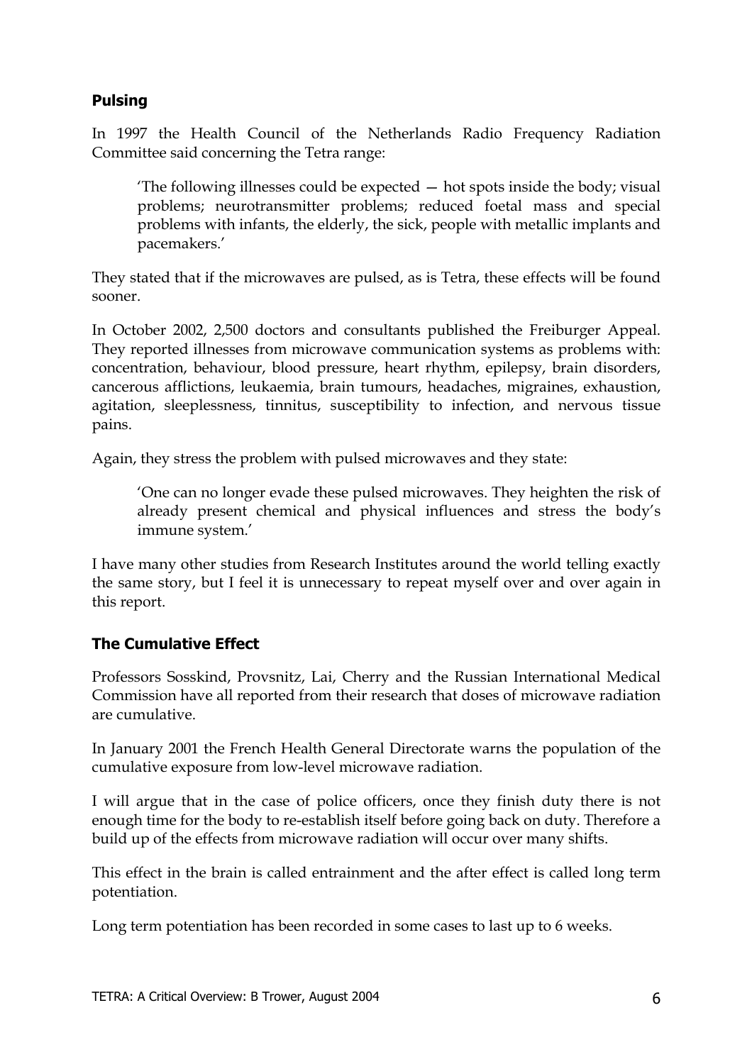### Pulsing

In 1997 the Health Council of the Netherlands Radio Frequency Radiation Committee said concerning the Tetra range:

> 'The following illnesses could be expected — hot spots inside the body; visual problems; neurotransmitter problems; reduced foetal mass and special problems with infants, the elderly, the sick, people with metallic implants and pacemakers.'

They stated that if the microwaves are pulsed, as is Tetra, these effects will be found sooner.

In October 2002, 2,500 doctors and consultants published the Freiburger Appeal. They reported illnesses from microwave communication systems as problems with: concentration, behaviour, blood pressure, heart rhythm, epilepsy, brain disorders, cancerous afflictions, leukaemia, brain tumours, headaches, migraines, exhaustion, agitation, sleeplessness, tinnitus, susceptibility to infection, and nervous tissue pains.

Again, they stress the problem with pulsed microwaves and they state:

> 'One can no longer evade these pulsed microwaves. They heighten the risk of already present chemical and physical influences and stress the body's immune system.'

I have many other studies from Research Institutes around the world telling exactly the same story, but I feel it is unnecessary to repeat myself over and over again in this report.

### The Cumulative Effect

Professors Sosskind, Provsnitz, Lai, Cherry and the Russian International Medical Commission have all reported from their research that doses of microwave radiation are cumulative.

In January 2001 the French Health General Directorate warns the population of the cumulative exposure from low-level microwave radiation.

I will argue that in the case of police officers, once they finish duty there is not enough time for the body to re-establish itself before going back on duty. Therefore a build up of the effects from microwave radiation will occur over many shifts.

This effect in the brain is called entrainment and the after effect is called long term potentiation.

Long term potentiation has been recorded in some cases to last up to 6 weeks.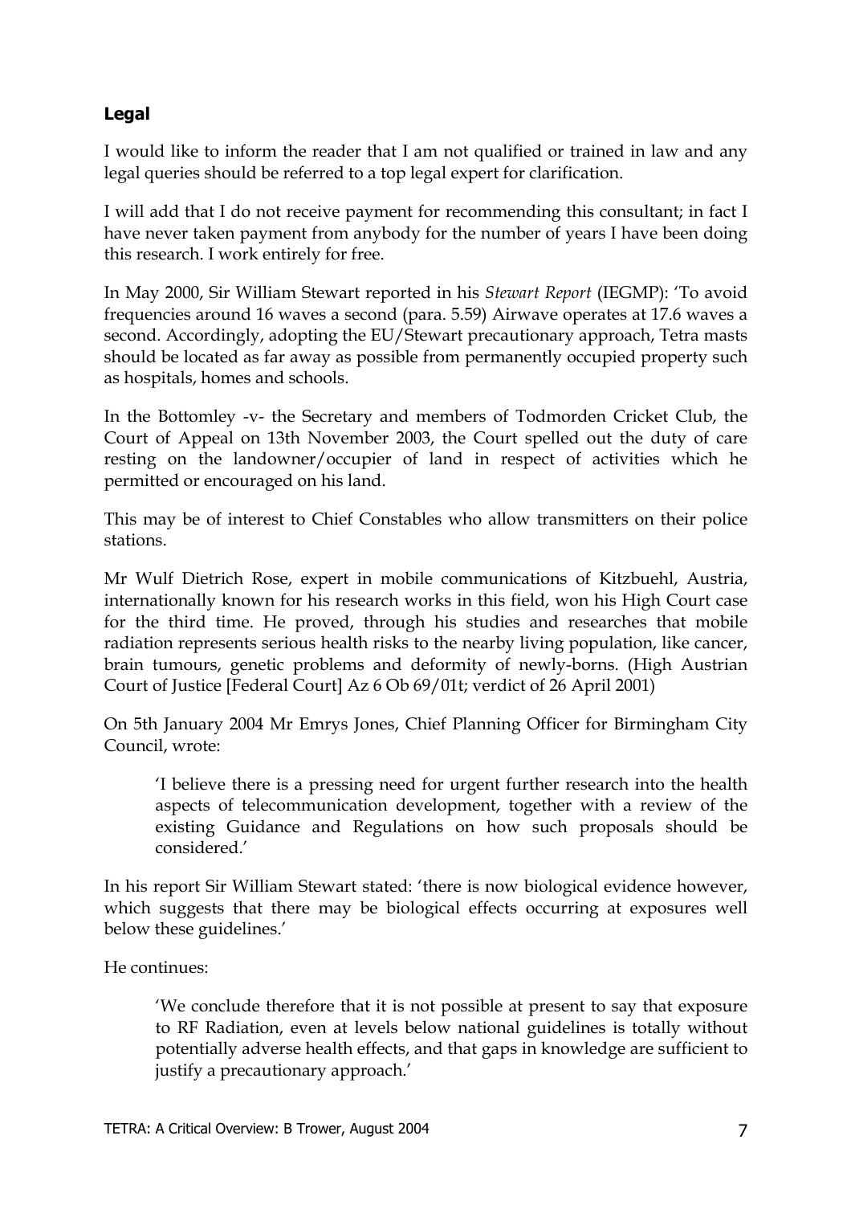### Legal

I would like to inform the reader that I am not qualified or trained in law and any legal queries should be referred to a top legal expert for clarification.

I will add that I do not receive payment for recommending this consultant; in fact I have never taken payment from anybody for the number of years I have been doing this research. I work entirely for free.

In May 2000, Sir William Stewart reported in his *Stewart Report* (IEGMP): 'To avoid frequencies around 16 waves a second (para. 5.59) Airwave operates at 17.6 waves a second. Accordingly, adopting the EU/Stewart precautionary approach, Tetra masts should be located as far away as possible from permanently occupied property such as hospitals, homes and schools.

In the Bottomley -v- the Secretary and members of Todmorden Cricket Club, the Court of Appeal on 13th November 2003, the Court spelled out the duty of care resting on the landowner/occupier of land in respect of activities which he permitted or encouraged on his land.

This may be of interest to Chief Constables who allow transmitters on their police stations.

Mr Wulf Dietrich Rose, expert in mobile communications of Kitzbuehl, Austria, internationally known for his research works in this field, won his High Court case for the third time. He proved, through his studies and researches that mobile radiation represents serious health risks to the nearby living population, like cancer, brain tumours, genetic problems and deformity of newly-borns. (High Austrian Court of Justice [Federal Court] Az 6 Ob 69/01t; verdict of 26 April 2001)

On 5th January 2004 Mr Emrys Jones, Chief Planning Officer for Birmingham City Council, wrote:

> 'I believe there is a pressing need for urgent further research into the health aspects of telecommunication development, together with a review of the existing Guidance and Regulations on how such proposals should be considered.'

In his report Sir William Stewart stated: 'there is now biological evidence however, which suggests that there may be biological effects occurring at exposures well below these guidelines.'

He continues:

> 'We conclude therefore that it is not possible at present to say that exposure to RF Radiation, even at levels below national guidelines is totally without potentially adverse health effects, and that gaps in knowledge are sufficient to justify a precautionary approach.'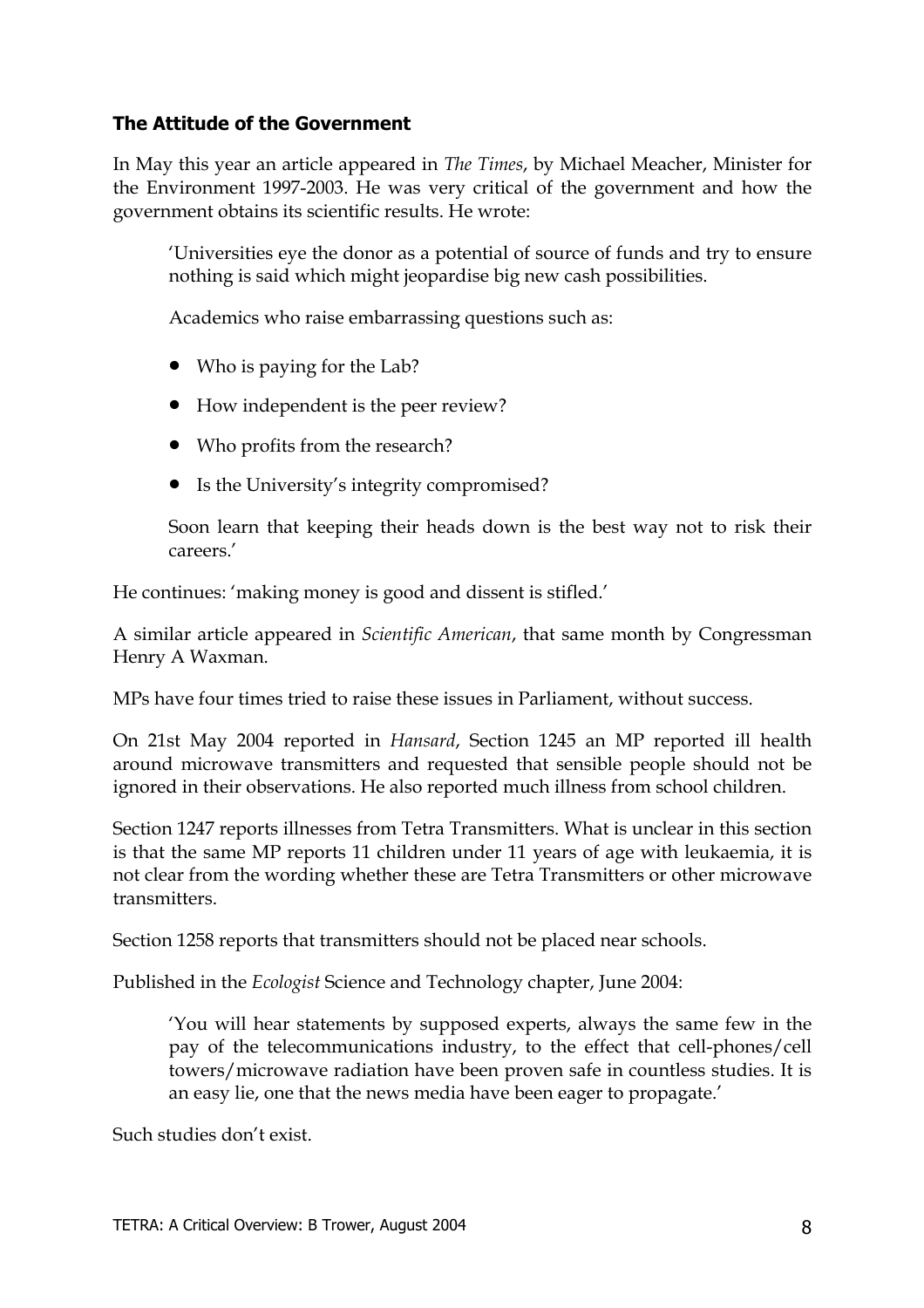### The Attitude of the Government

In May this year an article appeared in *The Times*, by Michael Meacher, Minister for the Environment 1997-2003. He was very critical of the government and how the government obtains its scientific results. He wrote:

> 'Universities eye the donor as a potential of source of funds and try to ensure nothing is said which might jeopardise big new cash possibilities.
>
> Academics who raise embarrassing questions such as:
>
> - Who is paying for the Lab?
> - How independent is the peer review?
> - Who profits from the research?
> - Is the University's integrity compromised?
>
> Soon learn that keeping their heads down is the best way not to risk their careers.'

He continues: 'making money is good and dissent is stifled.'

A similar article appeared in *Scientific American*, that same month by Congressman Henry A Waxman.

MPs have four times tried to raise these issues in Parliament, without success.

On 21st May 2004 reported in *Hansard*, Section 1245 an MP reported ill health around microwave transmitters and requested that sensible people should not be ignored in their observations. He also reported much illness from school children.

Section 1247 reports illnesses from Tetra Transmitters. What is unclear in this section is that the same MP reports 11 children under 11 years of age with leukaemia, it is not clear from the wording whether these are Tetra Transmitters or other microwave transmitters.

Section 1258 reports that transmitters should not be placed near schools.

Published in the *Ecologist* Science and Technology chapter, June 2004:

> 'You will hear statements by supposed experts, always the same few in the pay of the telecommunications industry, to the effect that cell-phones/cell towers/microwave radiation have been proven safe in countless studies. It is an easy lie, one that the news media have been eager to propagate.'

Such studies don't exist.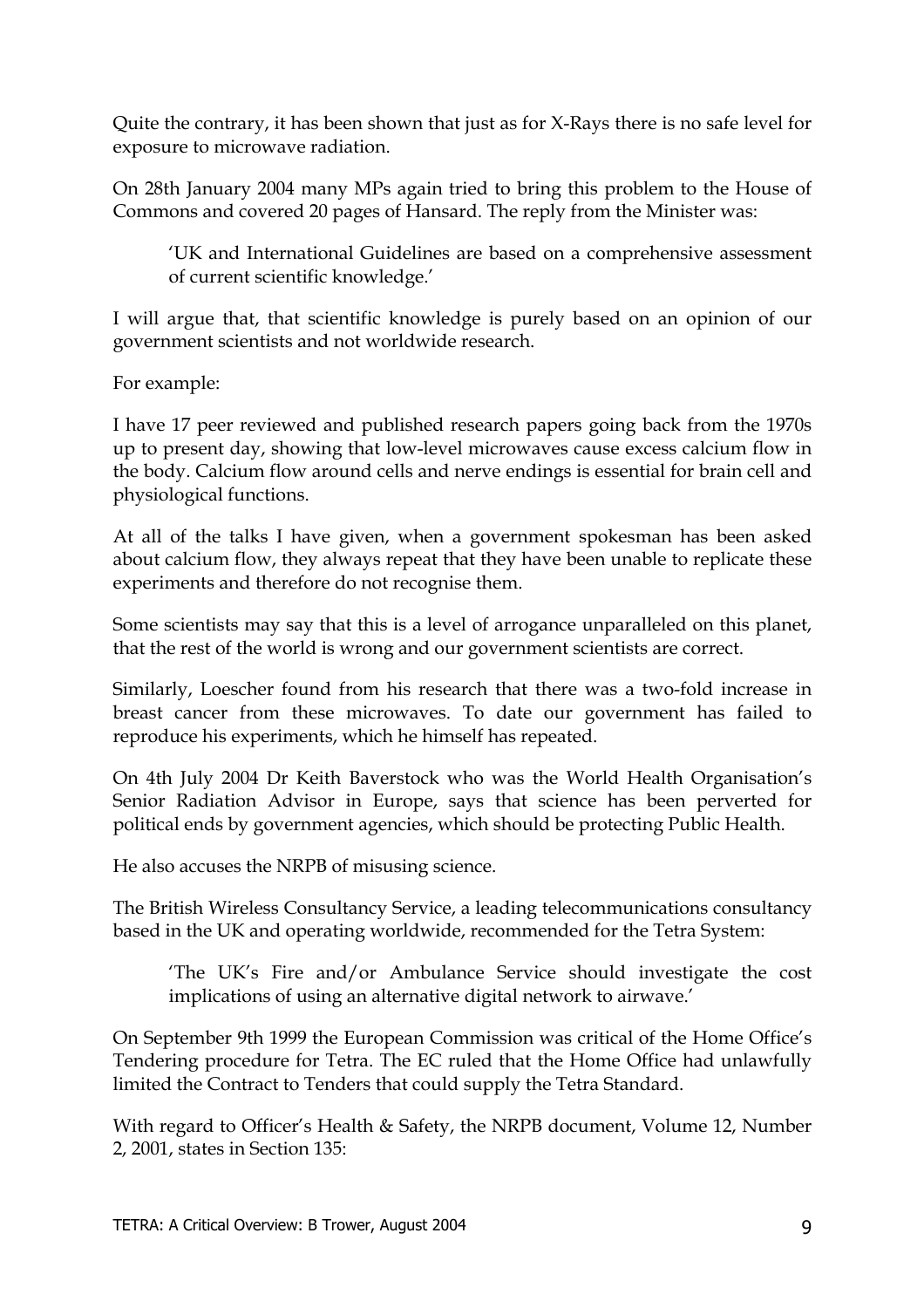Quite the contrary, it has been shown that just as for X-Rays there is no safe level for exposure to microwave radiation.

On 28th January 2004 many MPs again tried to bring this problem to the House of Commons and covered 20 pages of Hansard. The reply from the Minister was:

> 'UK and International Guidelines are based on a comprehensive assessment of current scientific knowledge.'

I will argue that, that scientific knowledge is purely based on an opinion of our government scientists and not worldwide research.

For example:

I have 17 peer reviewed and published research papers going back from the 1970s up to present day, showing that low-level microwaves cause excess calcium flow in the body. Calcium flow around cells and nerve endings is essential for brain cell and physiological functions.

At all of the talks I have given, when a government spokesman has been asked about calcium flow, they always repeat that they have been unable to replicate these experiments and therefore do not recognise them.

Some scientists may say that this is a level of arrogance unparalleled on this planet, that the rest of the world is wrong and our government scientists are correct.

Similarly, Loescher found from his research that there was a two-fold increase in breast cancer from these microwaves. To date our government has failed to reproduce his experiments, which he himself has repeated.

On 4th July 2004 Dr Keith Baverstock who was the World Health Organisation's Senior Radiation Advisor in Europe, says that science has been perverted for political ends by government agencies, which should be protecting Public Health.

He also accuses the NRPB of misusing science.

The British Wireless Consultancy Service, a leading telecommunications consultancy based in the UK and operating worldwide, recommended for the Tetra System:

> 'The UK's Fire and/or Ambulance Service should investigate the cost implications of using an alternative digital network to airwave.'

On September 9th 1999 the European Commission was critical of the Home Office's Tendering procedure for Tetra. The EC ruled that the Home Office had unlawfully limited the Contract to Tenders that could supply the Tetra Standard.

With regard to Officer's Health & Safety, the NRPB document, Volume 12, Number 2, 2001, states in Section 135: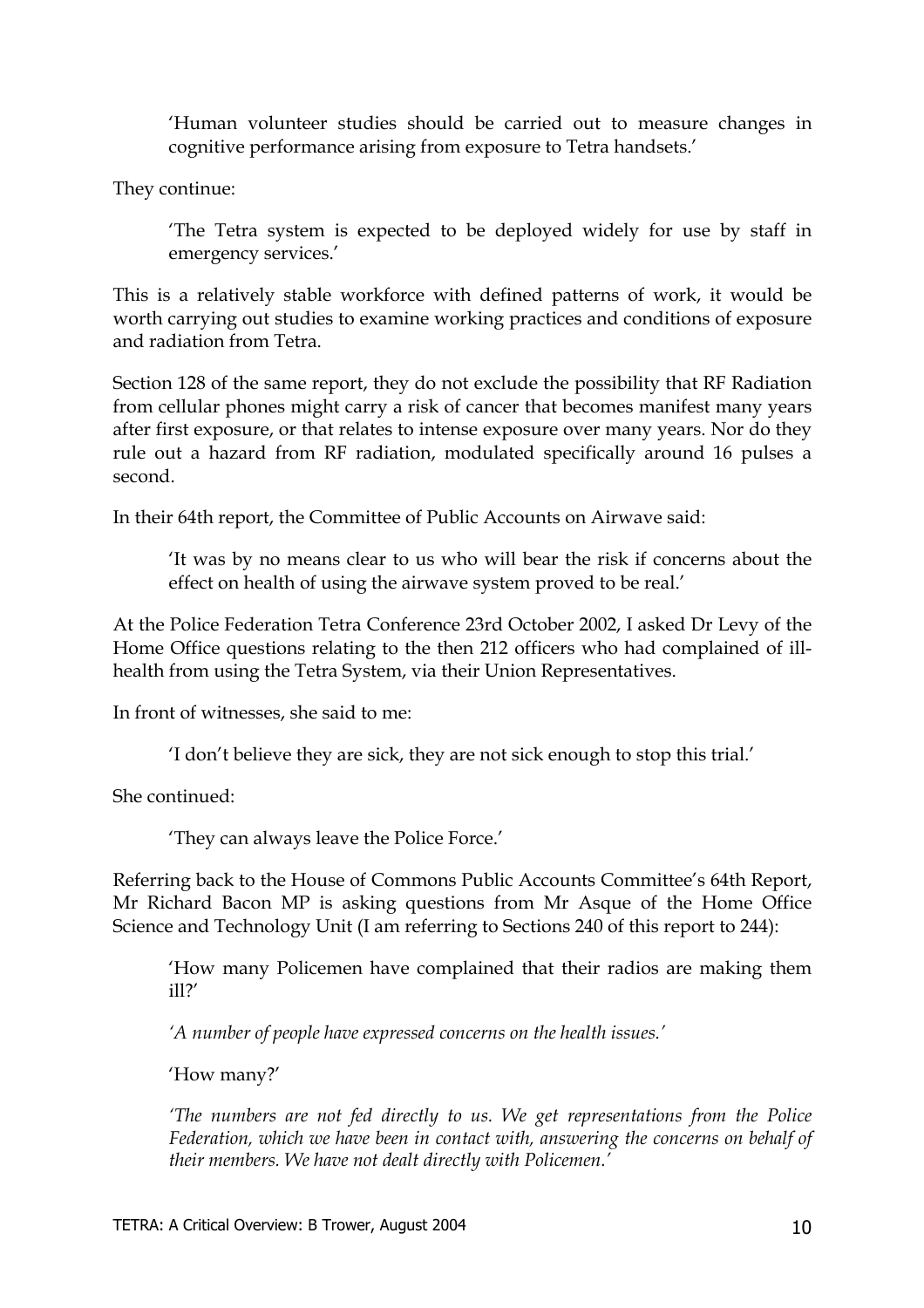> 'Human volunteer studies should be carried out to measure changes in cognitive performance arising from exposure to Tetra handsets.'

They continue:

> 'The Tetra system is expected to be deployed widely for use by staff in emergency services.'

This is a relatively stable workforce with defined patterns of work, it would be worth carrying out studies to examine working practices and conditions of exposure and radiation from Tetra.

Section 128 of the same report, they do not exclude the possibility that RF Radiation from cellular phones might carry a risk of cancer that becomes manifest many years after first exposure, or that relates to intense exposure over many years. Nor do they rule out a hazard from RF radiation, modulated specifically around 16 pulses a second.

In their 64th report, the Committee of Public Accounts on Airwave said:

> 'It was by no means clear to us who will bear the risk if concerns about the effect on health of using the airwave system proved to be real.'

At the Police Federation Tetra Conference 23rd October 2002, I asked Dr Levy of the Home Office questions relating to the then 212 officers who had complained of ill-health from using the Tetra System, via their Union Representatives.

In front of witnesses, she said to me:

> 'I don't believe they are sick, they are not sick enough to stop this trial.'

She continued:

> 'They can always leave the Police Force.'

Referring back to the House of Commons Public Accounts Committee's 64th Report, Mr Richard Bacon MP is asking questions from Mr Asque of the Home Office Science and Technology Unit (I am referring to Sections 240 of this report to 244):

> 'How many Policemen have complained that their radios are making them ill?'
>
> *'A number of people have expressed concerns on the health issues.'*
>
> 'How many?'
>
> *'The numbers are not fed directly to us. We get representations from the Police Federation, which we have been in contact with, answering the concerns on behalf of their members. We have not dealt directly with Policemen.'*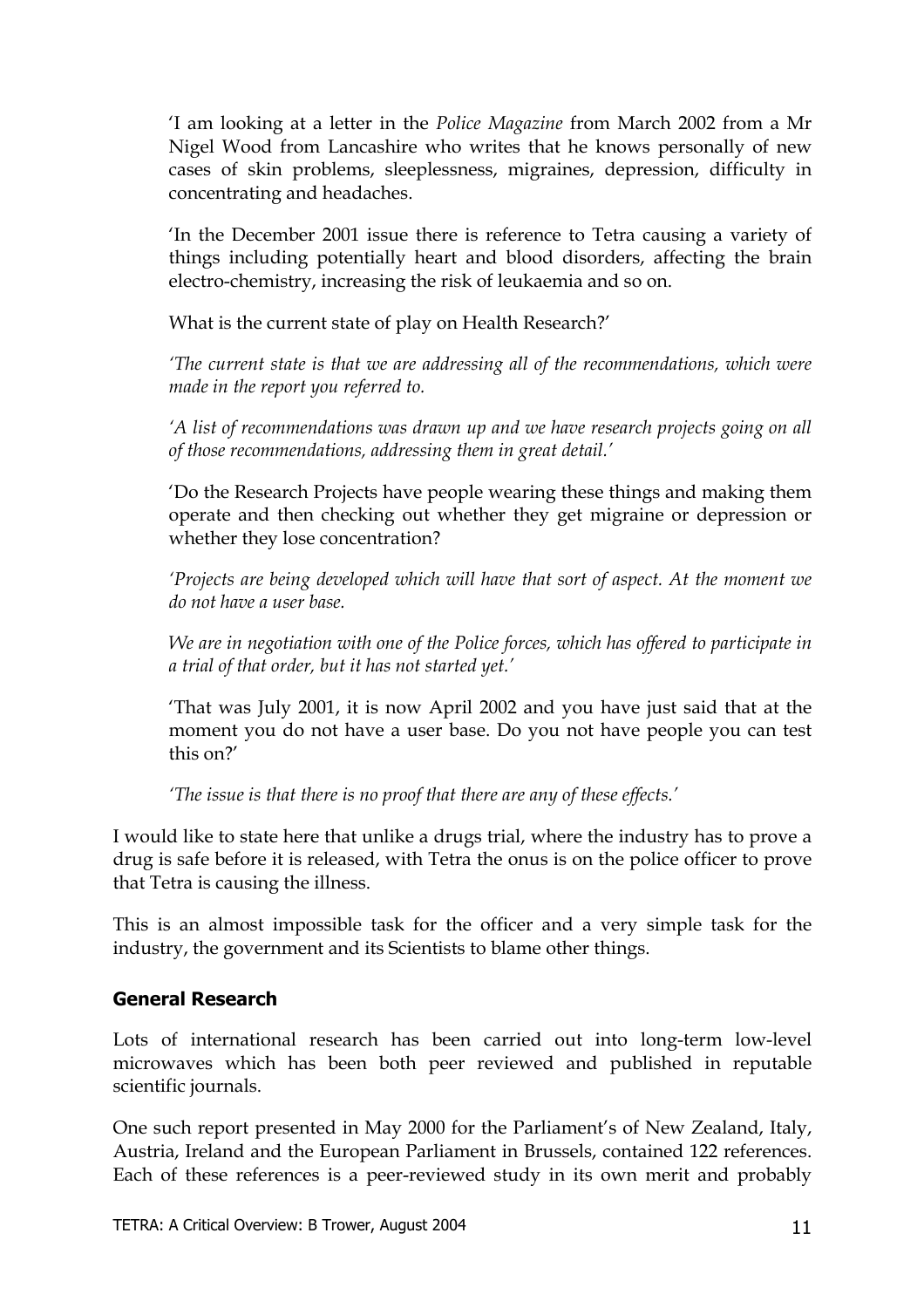'I am looking at a letter in the *Police Magazine* from March 2002 from a Mr Nigel Wood from Lancashire who writes that he knows personally of new cases of skin problems, sleeplessness, migraines, depression, difficulty in concentrating and headaches.

'In the December 2001 issue there is reference to Tetra causing a variety of things including potentially heart and blood disorders, affecting the brain electro-chemistry, increasing the risk of leukaemia and so on.

What is the current state of play on Health Research?'

*'The current state is that we are addressing all of the recommendations, which were made in the report you referred to.*

*'A list of recommendations was drawn up and we have research projects going on all of those recommendations, addressing them in great detail.'*

'Do the Research Projects have people wearing these things and making them operate and then checking out whether they get migraine or depression or whether they lose concentration?

*'Projects are being developed which will have that sort of aspect. At the moment we do not have a user base.*

*We are in negotiation with one of the Police forces, which has offered to participate in a trial of that order, but it has not started yet.'*

'That was July 2001, it is now April 2002 and you have just said that at the moment you do not have a user base. Do you not have people you can test this on?'

*'The issue is that there is no proof that there are any of these effects.'*

I would like to state here that unlike a drugs trial, where the industry has to prove a drug is safe before it is released, with Tetra the onus is on the police officer to prove that Tetra is causing the illness.

This is an almost impossible task for the officer and a very simple task for the industry, the government and its Scientists to blame other things.

## General Research

Lots of international research has been carried out into long-term low-level microwaves which has been both peer reviewed and published in reputable scientific journals.

One such report presented in May 2000 for the Parliament's of New Zealand, Italy, Austria, Ireland and the European Parliament in Brussels, contained 122 references. Each of these references is a peer-reviewed study in its own merit and probably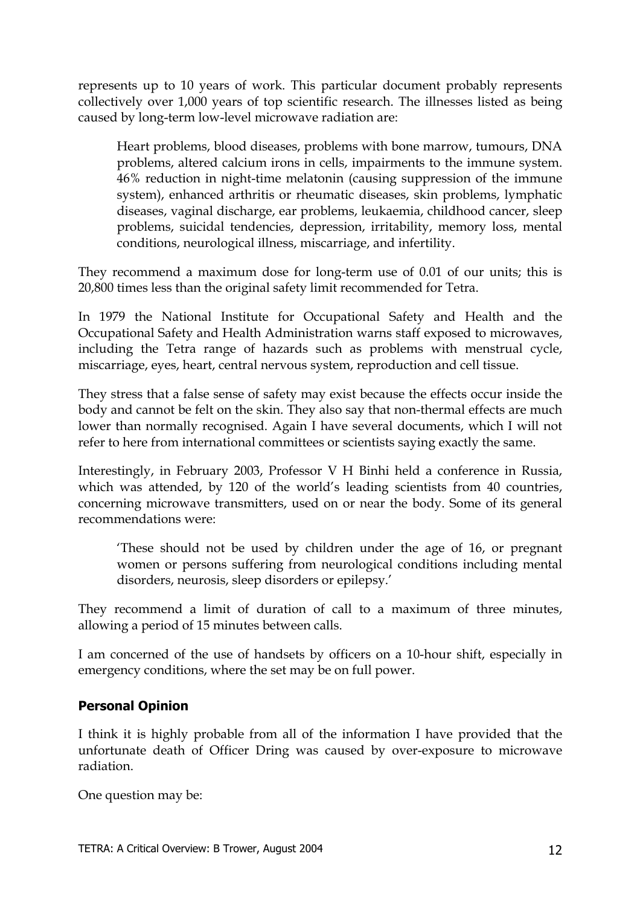represents up to 10 years of work. This particular document probably represents collectively over 1,000 years of top scientific research. The illnesses listed as being caused by long-term low-level microwave radiation are:

> Heart problems, blood diseases, problems with bone marrow, tumours, DNA problems, altered calcium irons in cells, impairments to the immune system. 46% reduction in night-time melatonin (causing suppression of the immune system), enhanced arthritis or rheumatic diseases, skin problems, lymphatic diseases, vaginal discharge, ear problems, leukaemia, childhood cancer, sleep problems, suicidal tendencies, depression, irritability, memory loss, mental conditions, neurological illness, miscarriage, and infertility.

They recommend a maximum dose for long-term use of 0.01 of our units; this is 20,800 times less than the original safety limit recommended for Tetra.

In 1979 the National Institute for Occupational Safety and Health and the Occupational Safety and Health Administration warns staff exposed to microwaves, including the Tetra range of hazards such as problems with menstrual cycle, miscarriage, eyes, heart, central nervous system, reproduction and cell tissue.

They stress that a false sense of safety may exist because the effects occur inside the body and cannot be felt on the skin. They also say that non-thermal effects are much lower than normally recognised. Again I have several documents, which I will not refer to here from international committees or scientists saying exactly the same.

Interestingly, in February 2003, Professor V H Binhi held a conference in Russia, which was attended, by 120 of the world's leading scientists from 40 countries, concerning microwave transmitters, used on or near the body. Some of its general recommendations were:

> 'These should not be used by children under the age of 16, or pregnant women or persons suffering from neurological conditions including mental disorders, neurosis, sleep disorders or epilepsy.'

They recommend a limit of duration of call to a maximum of three minutes, allowing a period of 15 minutes between calls.

I am concerned of the use of handsets by officers on a 10-hour shift, especially in emergency conditions, where the set may be on full power.

### Personal Opinion

I think it is highly probable from all of the information I have provided that the unfortunate death of Officer Dring was caused by over-exposure to microwave radiation.

One question may be: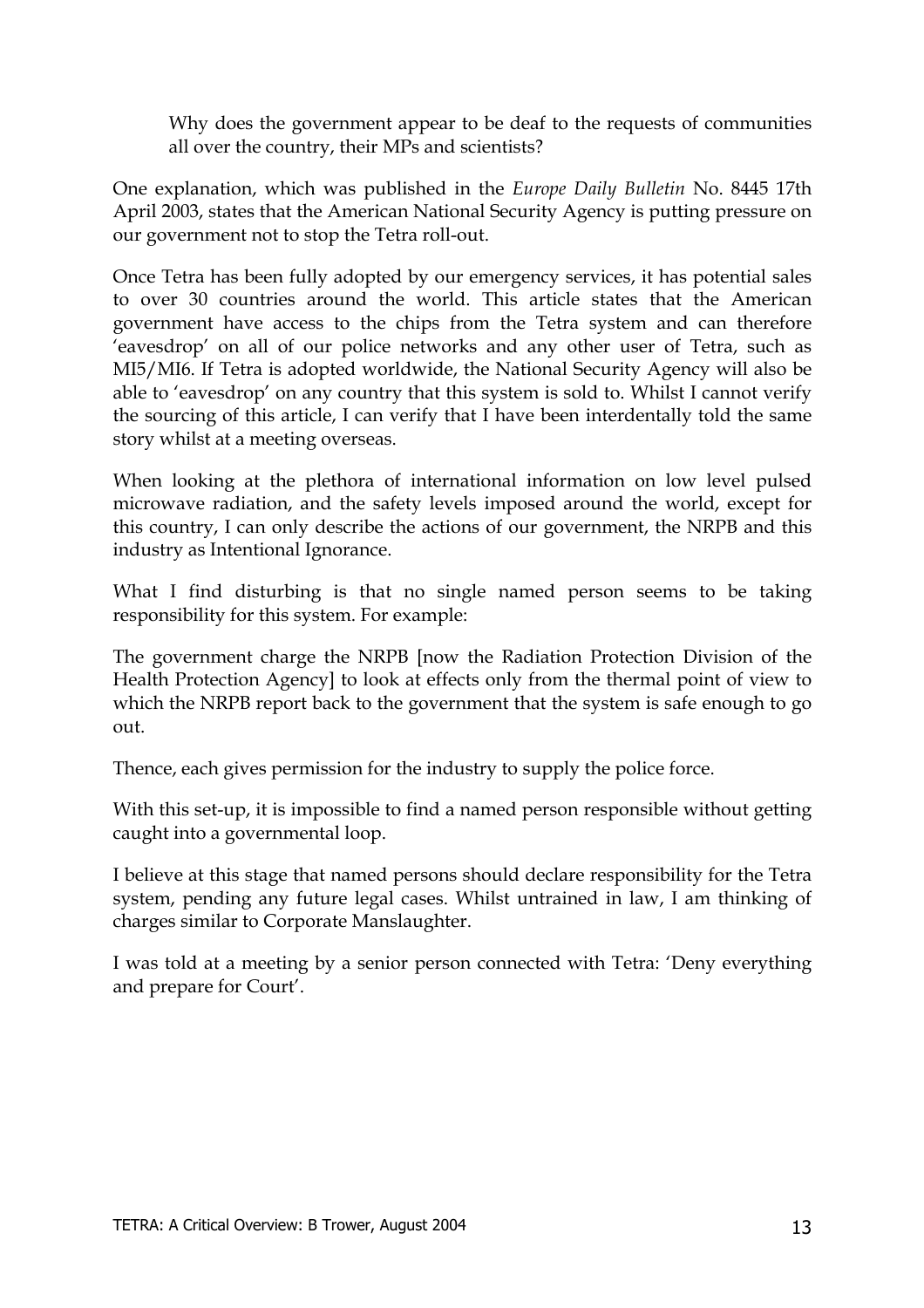> Why does the government appear to be deaf to the requests of communities all over the country, their MPs and scientists?

One explanation, which was published in the *Europe Daily Bulletin* No. 8445 17th April 2003, states that the American National Security Agency is putting pressure on our government not to stop the Tetra roll-out.

Once Tetra has been fully adopted by our emergency services, it has potential sales to over 30 countries around the world. This article states that the American government have access to the chips from the Tetra system and can therefore 'eavesdrop' on all of our police networks and any other user of Tetra, such as MI5/MI6. If Tetra is adopted worldwide, the National Security Agency will also be able to 'eavesdrop' on any country that this system is sold to. Whilst I cannot verify the sourcing of this article, I can verify that I have been interdentally told the same story whilst at a meeting overseas.

When looking at the plethora of international information on low level pulsed microwave radiation, and the safety levels imposed around the world, except for this country, I can only describe the actions of our government, the NRPB and this industry as Intentional Ignorance.

What I find disturbing is that no single named person seems to be taking responsibility for this system. For example:

The government charge the NRPB [now the Radiation Protection Division of the Health Protection Agency] to look at effects only from the thermal point of view to which the NRPB report back to the government that the system is safe enough to go out.

Thence, each gives permission for the industry to supply the police force.

With this set-up, it is impossible to find a named person responsible without getting caught into a governmental loop.

I believe at this stage that named persons should declare responsibility for the Tetra system, pending any future legal cases. Whilst untrained in law, I am thinking of charges similar to Corporate Manslaughter.

I was told at a meeting by a senior person connected with Tetra: 'Deny everything and prepare for Court'.